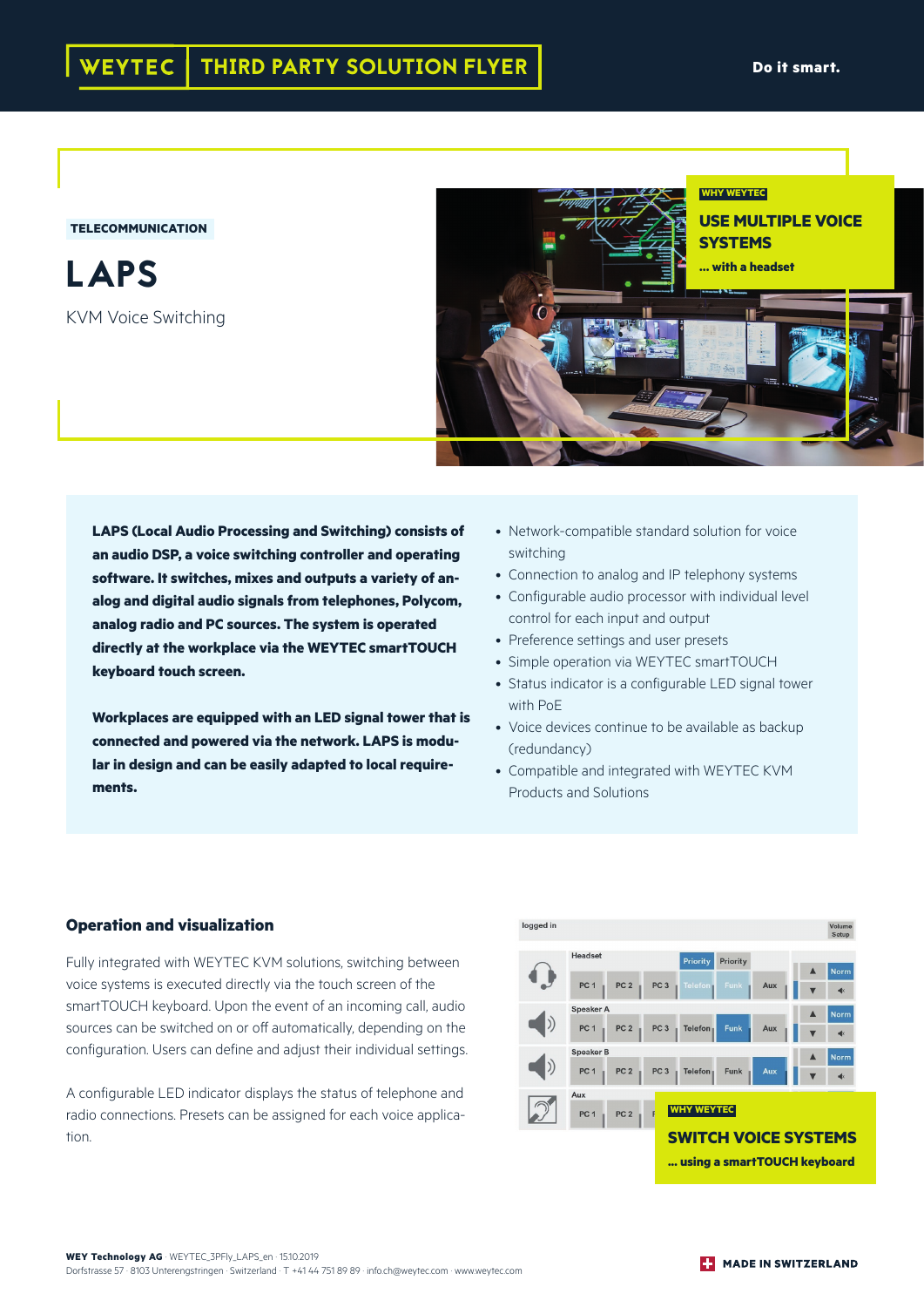WEYTEC | THIRD PARTY SOLUTION FLYER

Do it smart.

TELECOMMUNICATION

# LAPS

KVM Voice Switching

WHY WEYTEC

**USE MULTIPLE VOICE SYSTEMS**

**... with a headset**

**LAPS (Local Audio Processing and Switching) consists of an audio DSP, a voice switching controller and operating software. It switches, mixes and outputs a variety of analog and digital audio signals from telephones, Polycom, analog radio and PC sources. The system is operated directly at the workplace via the WEYTEC smartTOUCH keyboard touch screen.**

**Workplaces are equipped with an LED signal tower that is connected and powered via the network. LAPS is modular in design and can be easily adapted to local requirements.**

- Network-compatible standard solution for voice switching
- Connection to analog and IP telephony systems
- Configurable audio processor with individual level control for each input and output
- Preference settings and user presets
- Simple operation via WEYTEC smartTOUCH
- Status indicator is a configurable LED signal tower with PoE
- Voice devices continue to be available as backup (redundancy)
- Compatible and integrated with WEYTEC KVM Products and Solutions

## Operation and visualization

Fully integrated with WEYTEC KVM solutions, switching between voice systems is executed directly via the touch screen of the smartTOUCH keyboard. Upon the event of an incoming call, audio sources can be switched on or off automatically, depending on the configuration. Users can define and adjust their individual settings.

A configurable LED indicator displays the status of telephone and radio connections. Presets can be assigned for each voice application.

WHY WEYTEC

**SWITCH VOICE SYSTEMS**

**... using a smartTOUCH keyboard**

**WEY Technology AG** · WEYTEC_3PFly_LAPS_en · 15.10.2019
Dorfstrasse 57 · 8103 Unterengstringen · Switzerland · T +41 44 751 89 89 · info.ch@weytec.com · www.weytec.com

MADE IN SWITZERLAND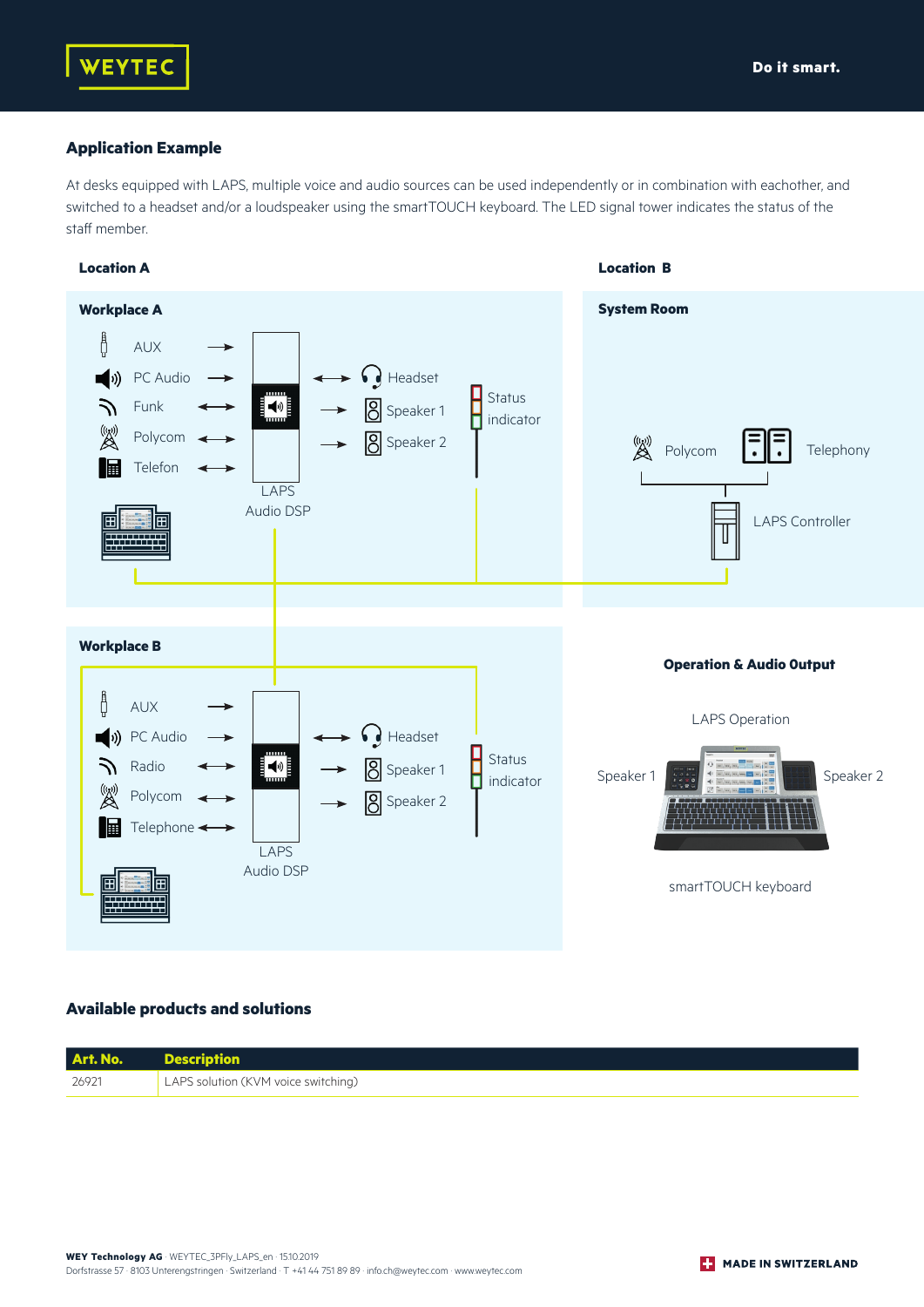## Application Example

At desks equipped with LAPS, multiple voice and audio sources can be used independently or in combination with eachother, and switched to a headset and/or a loudspeaker using the smartTOUCH keyboard. The LED signal tower indicates the status of the staff member.

**Location A**

**Workplace A**

AUX
PC Audio
Funk
Polycom
Telefon
LAPS Audio DSP
Headset
Speaker 1
Speaker 2
Status indicator

**Workplace B**

AUX
PC Audio
Radio
Polycom
Telephone
LAPS Audio DSP
Headset
Speaker 1
Speaker 2
Status indicator

**Location B**

**System Room**

Polycom
Telephony
LAPS Controller

**Operation & Audio Output**

LAPS Operation
Speaker 1
Speaker 2
smartTOUCH keyboard

## Available products and solutions

| Art. No. | Description |
| --- | --- |
| 26921 | LAPS solution (KVM voice switching) |